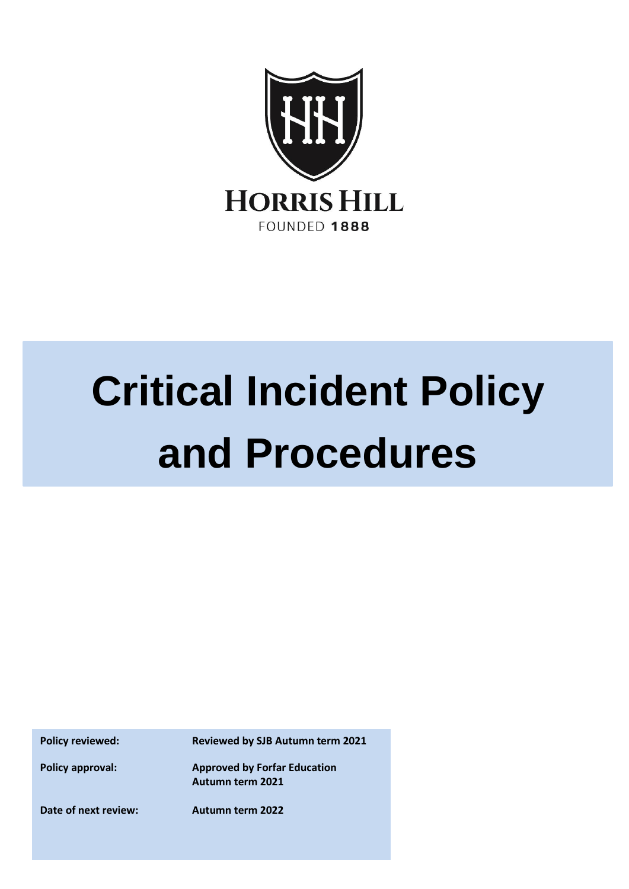HORRIS HILL

FOUNDED 1888

# Critical Incident Policy and Procedures

| | |
|---|---|
| **Policy reviewed:** | **Reviewed by SJB Autumn term 2021** |
| **Policy approval:** | **Approved by Forfar Education Autumn term 2021** |
| **Date of next review:** | **Autumn term 2022** |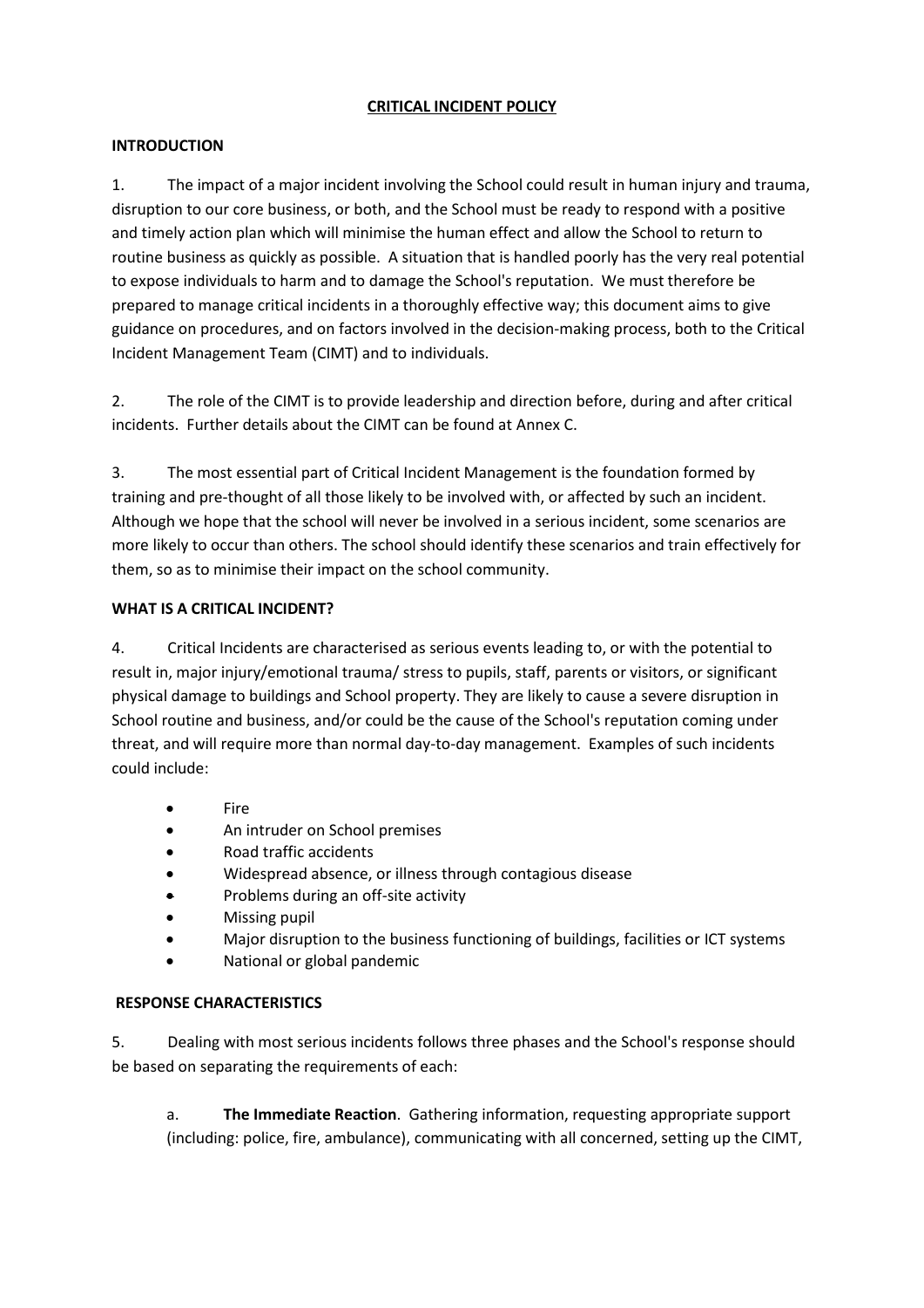# CRITICAL INCIDENT POLICY

## INTRODUCTION

1. The impact of a major incident involving the School could result in human injury and trauma, disruption to our core business, or both, and the School must be ready to respond with a positive and timely action plan which will minimise the human effect and allow the School to return to routine business as quickly as possible. A situation that is handled poorly has the very real potential to expose individuals to harm and to damage the School's reputation. We must therefore be prepared to manage critical incidents in a thoroughly effective way; this document aims to give guidance on procedures, and on factors involved in the decision-making process, both to the Critical Incident Management Team (CIMT) and to individuals.

2. The role of the CIMT is to provide leadership and direction before, during and after critical incidents. Further details about the CIMT can be found at Annex C.

3. The most essential part of Critical Incident Management is the foundation formed by training and pre-thought of all those likely to be involved with, or affected by such an incident. Although we hope that the school will never be involved in a serious incident, some scenarios are more likely to occur than others. The school should identify these scenarios and train effectively for them, so as to minimise their impact on the school community.

## WHAT IS A CRITICAL INCIDENT?

4. Critical Incidents are characterised as serious events leading to, or with the potential to result in, major injury/emotional trauma/ stress to pupils, staff, parents or visitors, or significant physical damage to buildings and School property. They are likely to cause a severe disruption in School routine and business, and/or could be the cause of the School's reputation coming under threat, and will require more than normal day-to-day management. Examples of such incidents could include:

- Fire
- An intruder on School premises
- Road traffic accidents
- Widespread absence, or illness through contagious disease
- Problems during an off-site activity
- Missing pupil
- Major disruption to the business functioning of buildings, facilities or ICT systems
- National or global pandemic

## RESPONSE CHARACTERISTICS

5. Dealing with most serious incidents follows three phases and the School's response should be based on separating the requirements of each:

   a. **The Immediate Reaction**. Gathering information, requesting appropriate support (including: police, fire, ambulance), communicating with all concerned, setting up the CIMT,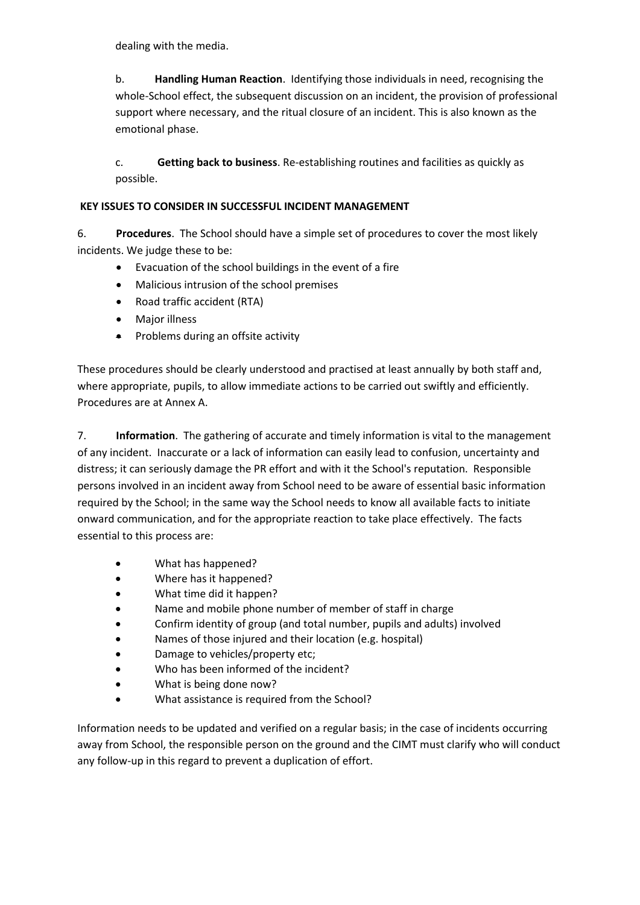dealing with the media.

b. **Handling Human Reaction**. Identifying those individuals in need, recognising the whole-School effect, the subsequent discussion on an incident, the provision of professional support where necessary, and the ritual closure of an incident. This is also known as the emotional phase.

c. **Getting back to business**. Re-establishing routines and facilities as quickly as possible.

**KEY ISSUES TO CONSIDER IN SUCCESSFUL INCIDENT MANAGEMENT**

6. **Procedures**. The School should have a simple set of procedures to cover the most likely incidents. We judge these to be:

- Evacuation of the school buildings in the event of a fire
- Malicious intrusion of the school premises
- Road traffic accident (RTA)
- Major illness
- Problems during an offsite activity

These procedures should be clearly understood and practised at least annually by both staff and, where appropriate, pupils, to allow immediate actions to be carried out swiftly and efficiently. Procedures are at Annex A.

7. **Information**. The gathering of accurate and timely information is vital to the management of any incident. Inaccurate or a lack of information can easily lead to confusion, uncertainty and distress; it can seriously damage the PR effort and with it the School's reputation. Responsible persons involved in an incident away from School need to be aware of essential basic information required by the School; in the same way the School needs to know all available facts to initiate onward communication, and for the appropriate reaction to take place effectively. The facts essential to this process are:

- What has happened?
- Where has it happened?
- What time did it happen?
- Name and mobile phone number of member of staff in charge
- Confirm identity of group (and total number, pupils and adults) involved
- Names of those injured and their location (e.g. hospital)
- Damage to vehicles/property etc;
- Who has been informed of the incident?
- What is being done now?
- What assistance is required from the School?

Information needs to be updated and verified on a regular basis; in the case of incidents occurring away from School, the responsible person on the ground and the CIMT must clarify who will conduct any follow-up in this regard to prevent a duplication of effort.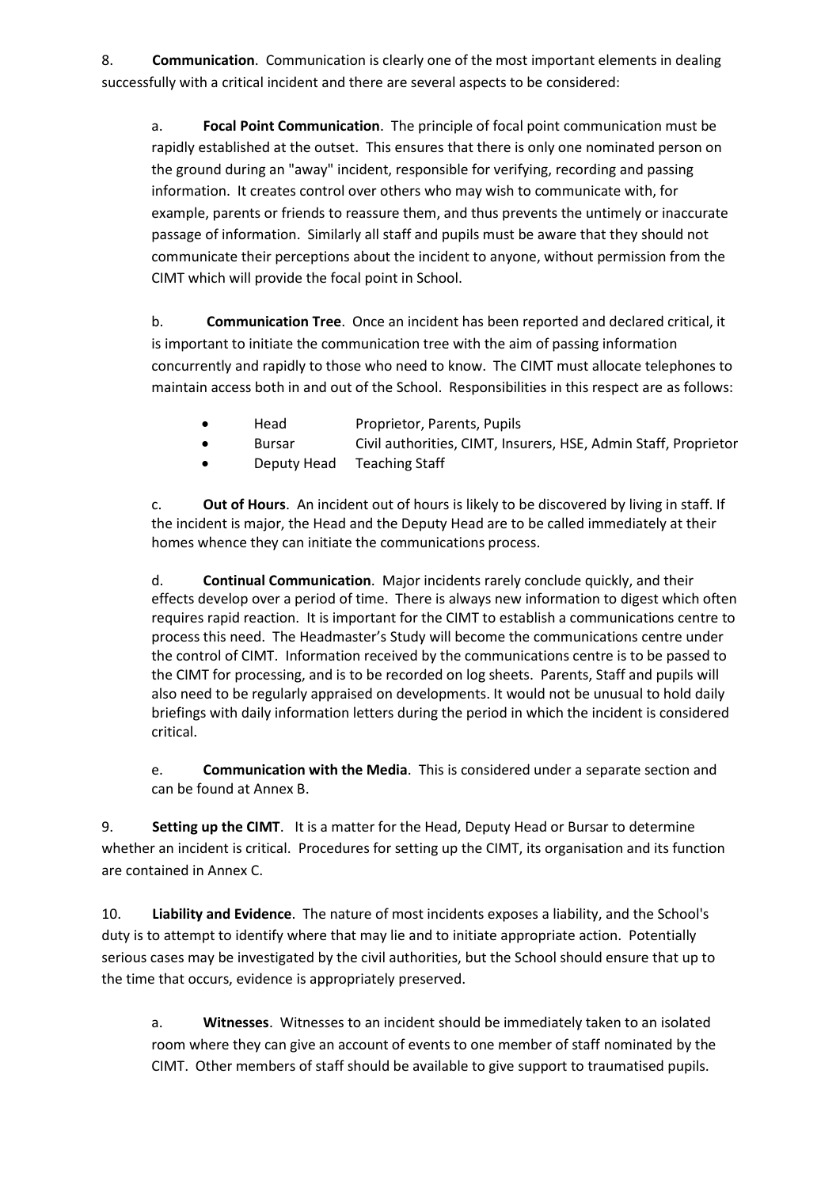8. **Communication**. Communication is clearly one of the most important elements in dealing successfully with a critical incident and there are several aspects to be considered:

a. **Focal Point Communication**. The principle of focal point communication must be rapidly established at the outset. This ensures that there is only one nominated person on the ground during an "away" incident, responsible for verifying, recording and passing information. It creates control over others who may wish to communicate with, for example, parents or friends to reassure them, and thus prevents the untimely or inaccurate passage of information. Similarly all staff and pupils must be aware that they should not communicate their perceptions about the incident to anyone, without permission from the CIMT which will provide the focal point in School.

b. **Communication Tree**. Once an incident has been reported and declared critical, it is important to initiate the communication tree with the aim of passing information concurrently and rapidly to those who need to know. The CIMT must allocate telephones to maintain access both in and out of the School. Responsibilities in this respect are as follows:

- Head Proprietor, Parents, Pupils
- Bursar Civil authorities, CIMT, Insurers, HSE, Admin Staff, Proprietor
- Deputy Head Teaching Staff

c. **Out of Hours**. An incident out of hours is likely to be discovered by living in staff. If the incident is major, the Head and the Deputy Head are to be called immediately at their homes whence they can initiate the communications process.

d. **Continual Communication**. Major incidents rarely conclude quickly, and their effects develop over a period of time. There is always new information to digest which often requires rapid reaction. It is important for the CIMT to establish a communications centre to process this need. The Headmaster's Study will become the communications centre under the control of CIMT. Information received by the communications centre is to be passed to the CIMT for processing, and is to be recorded on log sheets. Parents, Staff and pupils will also need to be regularly appraised on developments. It would not be unusual to hold daily briefings with daily information letters during the period in which the incident is considered critical.

e. **Communication with the Media**. This is considered under a separate section and can be found at Annex B.

9. **Setting up the CIMT**. It is a matter for the Head, Deputy Head or Bursar to determine whether an incident is critical. Procedures for setting up the CIMT, its organisation and its function are contained in Annex C.

10. **Liability and Evidence**. The nature of most incidents exposes a liability, and the School's duty is to attempt to identify where that may lie and to initiate appropriate action. Potentially serious cases may be investigated by the civil authorities, but the School should ensure that up to the time that occurs, evidence is appropriately preserved.

a. **Witnesses**. Witnesses to an incident should be immediately taken to an isolated room where they can give an account of events to one member of staff nominated by the CIMT. Other members of staff should be available to give support to traumatised pupils.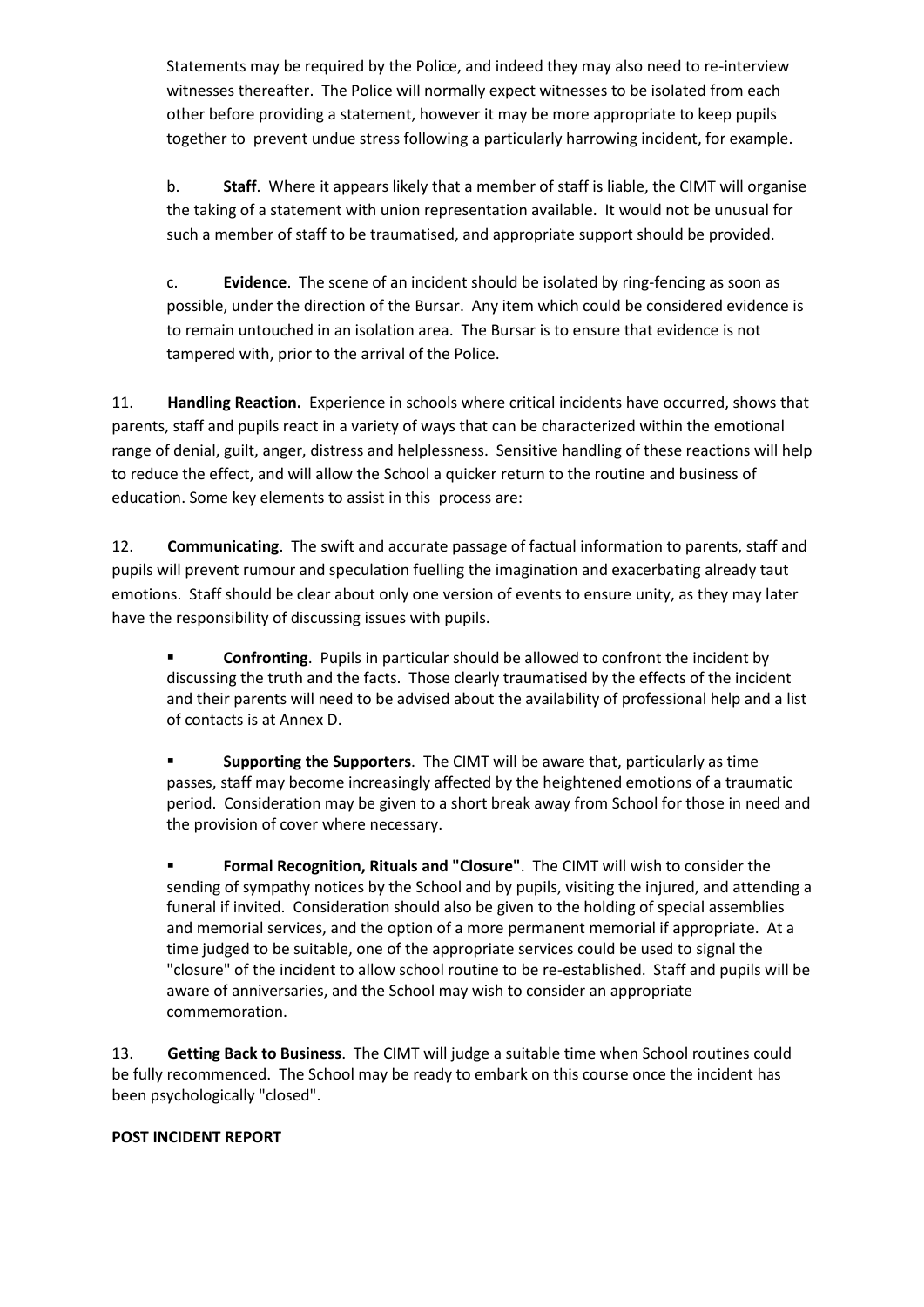Statements may be required by the Police, and indeed they may also need to re-interview witnesses thereafter. The Police will normally expect witnesses to be isolated from each other before providing a statement, however it may be more appropriate to keep pupils together to prevent undue stress following a particularly harrowing incident, for example.

b. **Staff**. Where it appears likely that a member of staff is liable, the CIMT will organise the taking of a statement with union representation available. It would not be unusual for such a member of staff to be traumatised, and appropriate support should be provided.

c. **Evidence**. The scene of an incident should be isolated by ring-fencing as soon as possible, under the direction of the Bursar. Any item which could be considered evidence is to remain untouched in an isolation area. The Bursar is to ensure that evidence is not tampered with, prior to the arrival of the Police.

11. **Handling Reaction.** Experience in schools where critical incidents have occurred, shows that parents, staff and pupils react in a variety of ways that can be characterized within the emotional range of denial, guilt, anger, distress and helplessness. Sensitive handling of these reactions will help to reduce the effect, and will allow the School a quicker return to the routine and business of education. Some key elements to assist in this process are:

12. **Communicating**. The swift and accurate passage of factual information to parents, staff and pupils will prevent rumour and speculation fuelling the imagination and exacerbating already taut emotions. Staff should be clear about only one version of events to ensure unity, as they may later have the responsibility of discussing issues with pupils.

- **Confronting**. Pupils in particular should be allowed to confront the incident by discussing the truth and the facts. Those clearly traumatised by the effects of the incident and their parents will need to be advised about the availability of professional help and a list of contacts is at Annex D.

- **Supporting the Supporters**. The CIMT will be aware that, particularly as time passes, staff may become increasingly affected by the heightened emotions of a traumatic period. Consideration may be given to a short break away from School for those in need and the provision of cover where necessary.

- **Formal Recognition, Rituals and "Closure"**. The CIMT will wish to consider the sending of sympathy notices by the School and by pupils, visiting the injured, and attending a funeral if invited. Consideration should also be given to the holding of special assemblies and memorial services, and the option of a more permanent memorial if appropriate. At a time judged to be suitable, one of the appropriate services could be used to signal the "closure" of the incident to allow school routine to be re-established. Staff and pupils will be aware of anniversaries, and the School may wish to consider an appropriate commemoration.

13. **Getting Back to Business**. The CIMT will judge a suitable time when School routines could be fully recommenced. The School may be ready to embark on this course once the incident has been psychologically "closed".

**POST INCIDENT REPORT**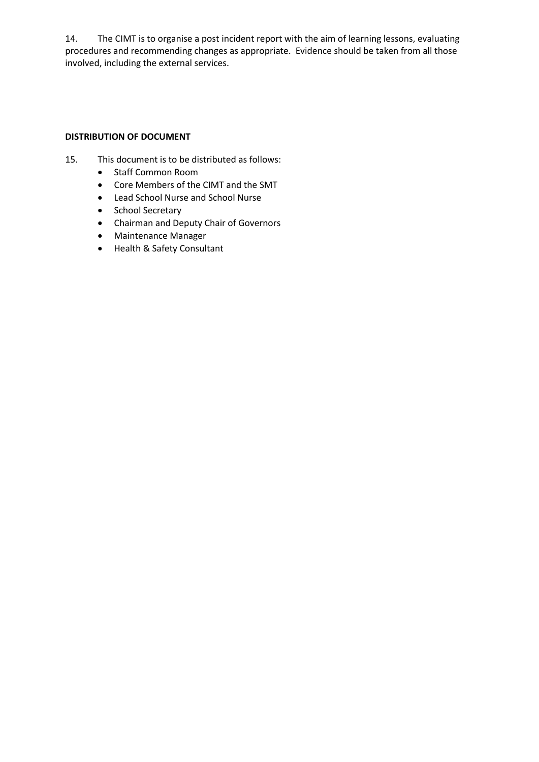14. The CIMT is to organise a post incident report with the aim of learning lessons, evaluating procedures and recommending changes as appropriate. Evidence should be taken from all those involved, including the external services.

**DISTRIBUTION OF DOCUMENT**

15. This document is to be distributed as follows:
    - Staff Common Room
    - Core Members of the CIMT and the SMT
    - Lead School Nurse and School Nurse
    - School Secretary
    - Chairman and Deputy Chair of Governors
    - Maintenance Manager
    - Health & Safety Consultant